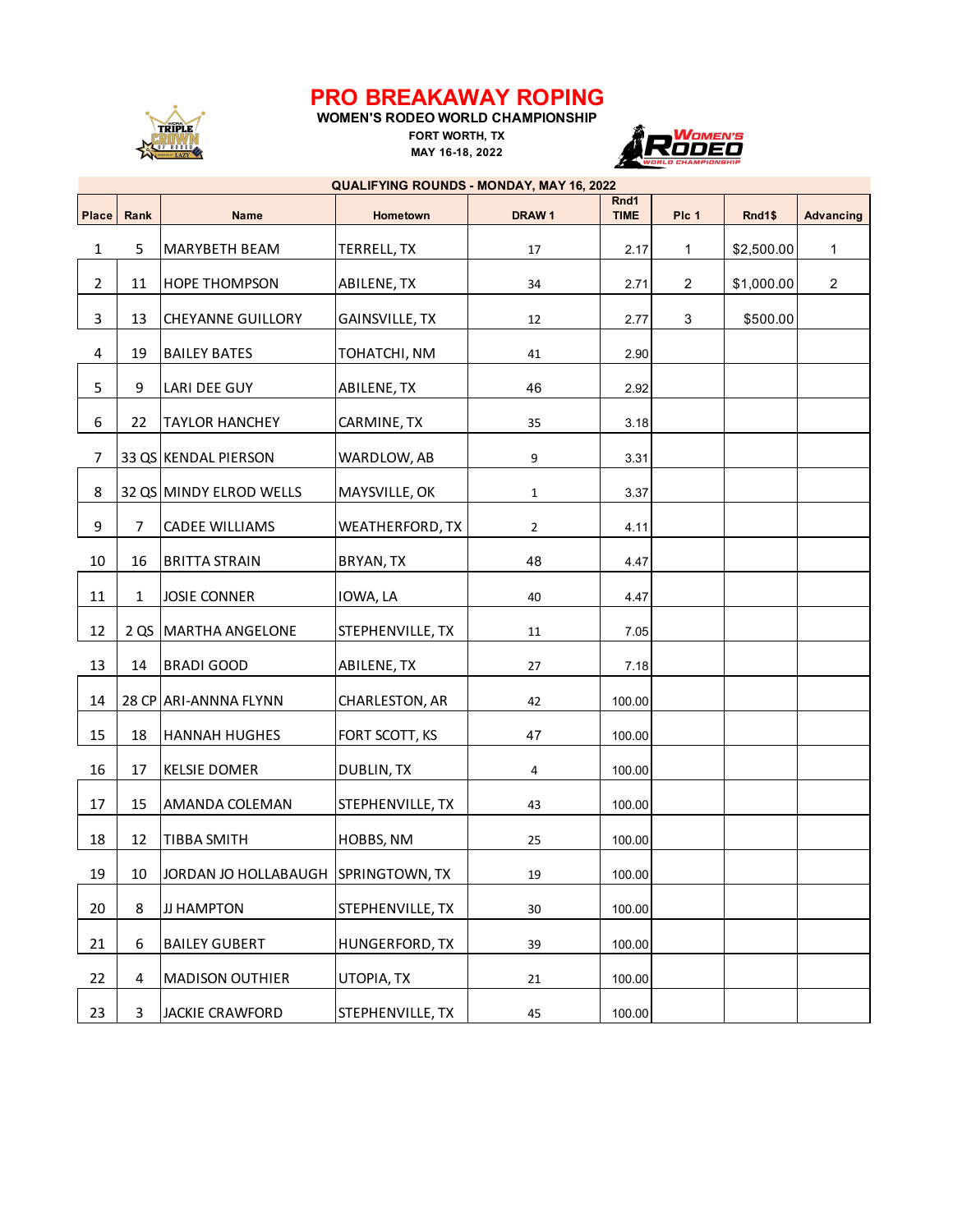# PRO BREAKAWAY ROPING

**WOMEN'S RODEO WORLD CHAMPIONSHIP**

**FORT WORTH, TX**

**MAY 16-18, 2022**

| QUALIFYING ROUNDS - MONDAY, MAY 16, 2022 | | | | | | | | |
|---|---|---|---|---|---|---|---|---|
| **Place** | **Rank** | **Name** | **Hometown** | **DRAW 1** | **Rnd1 TIME** | **Plc 1** | **Rnd1$** | **Advancing** |
| 1 | 5 | MARYBETH BEAM | TERRELL, TX | 17 | 2.17 | 1 | $2,500.00 | 1 |
| 2 | 11 | HOPE THOMPSON | ABILENE, TX | 34 | 2.71 | 2 | $1,000.00 | 2 |
| 3 | 13 | CHEYANNE GUILLORY | GAINSVILLE, TX | 12 | 2.77 | 3 | $500.00 | |
| 4 | 19 | BAILEY BATES | TOHATCHI, NM | 41 | 2.90 | | | |
| 5 | 9 | LARI DEE GUY | ABILENE, TX | 46 | 2.92 | | | |
| 6 | 22 | TAYLOR HANCHEY | CARMINE, TX | 35 | 3.18 | | | |
| 7 | 33 QS | KENDAL PIERSON | WARDLOW, AB | 9 | 3.31 | | | |
| 8 | 32 QS | MINDY ELROD WELLS | MAYSVILLE, OK | 1 | 3.37 | | | |
| 9 | 7 | CADEE WILLIAMS | WEATHERFORD, TX | 2 | 4.11 | | | |
| 10 | 16 | BRITTA STRAIN | BRYAN, TX | 48 | 4.47 | | | |
| 11 | 1 | JOSIE CONNER | IOWA, LA | 40 | 4.47 | | | |
| 12 | 2 QS | MARTHA ANGELONE | STEPHENVILLE, TX | 11 | 7.05 | | | |
| 13 | 14 | BRADI GOOD | ABILENE, TX | 27 | 7.18 | | | |
| 14 | 28 CP | ARI-ANNNA FLYNN | CHARLESTON, AR | 42 | 100.00 | | | |
| 15 | 18 | HANNAH HUGHES | FORT SCOTT, KS | 47 | 100.00 | | | |
| 16 | 17 | KELSIE DOMER | DUBLIN, TX | 4 | 100.00 | | | |
| 17 | 15 | AMANDA COLEMAN | STEPHENVILLE, TX | 43 | 100.00 | | | |
| 18 | 12 | TIBBA SMITH | HOBBS, NM | 25 | 100.00 | | | |
| 19 | 10 | JORDAN JO HOLLABAUGH | SPRINGTOWN, TX | 19 | 100.00 | | | |
| 20 | 8 | JJ HAMPTON | STEPHENVILLE, TX | 30 | 100.00 | | | |
| 21 | 6 | BAILEY GUBERT | HUNGERFORD, TX | 39 | 100.00 | | | |
| 22 | 4 | MADISON OUTHIER | UTOPIA, TX | 21 | 100.00 | | | |
| 23 | 3 | JACKIE CRAWFORD | STEPHENVILLE, TX | 45 | 100.00 | | | |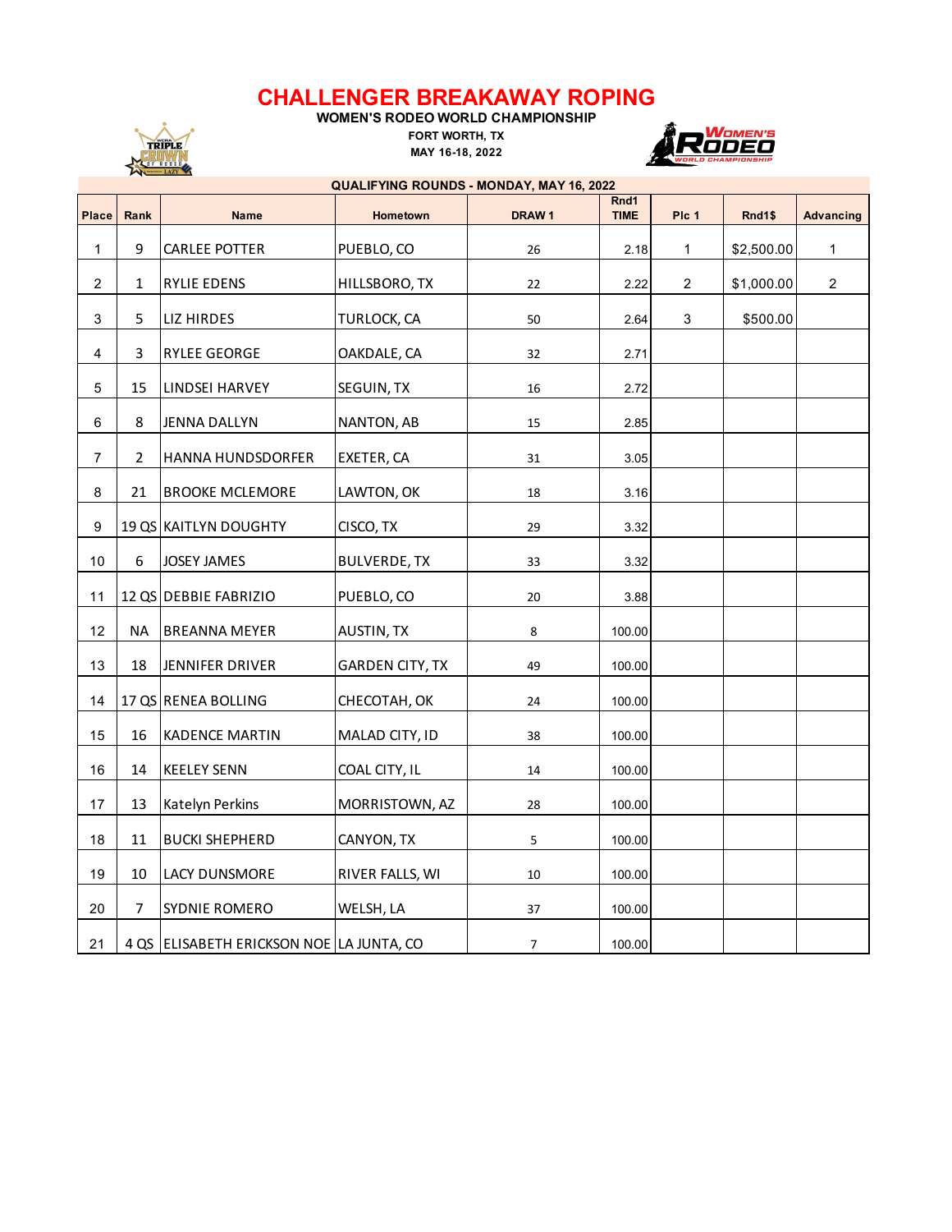# CHALLENGER BREAKAWAY ROPING

**WOMEN'S RODEO WORLD CHAMPIONSHIP**

**FORT WORTH, TX**

**MAY 16-18, 2022**

**QUALIFYING ROUNDS - MONDAY, MAY 16, 2022**

| Place | Rank | Name | Hometown | DRAW 1 | Rnd1 TIME | Plc 1 | Rnd1$ | Advancing |
|---|---|---|---|---|---|---|---|---|
| 1 | 9 | CARLEE POTTER | PUEBLO, CO | 26 | 2.18 | 1 | $2,500.00 | 1 |
| 2 | 1 | RYLIE EDENS | HILLSBORO, TX | 22 | 2.22 | 2 | $1,000.00 | 2 |
| 3 | 5 | LIZ HIRDES | TURLOCK, CA | 50 | 2.64 | 3 | $500.00 | |
| 4 | 3 | RYLEE GEORGE | OAKDALE, CA | 32 | 2.71 | | | |
| 5 | 15 | LINDSEI HARVEY | SEGUIN, TX | 16 | 2.72 | | | |
| 6 | 8 | JENNA DALLYN | NANTON, AB | 15 | 2.85 | | | |
| 7 | 2 | HANNA HUNDSDORFER | EXETER, CA | 31 | 3.05 | | | |
| 8 | 21 | BROOKE MCLEMORE | LAWTON, OK | 18 | 3.16 | | | |
| 9 | 19 QS | KAITLYN DOUGHTY | CISCO, TX | 29 | 3.32 | | | |
| 10 | 6 | JOSEY JAMES | BULVERDE, TX | 33 | 3.32 | | | |
| 11 | 12 QS | DEBBIE FABRIZIO | PUEBLO, CO | 20 | 3.88 | | | |
| 12 | NA | BREANNA MEYER | AUSTIN, TX | 8 | 100.00 | | | |
| 13 | 18 | JENNIFER DRIVER | GARDEN CITY, TX | 49 | 100.00 | | | |
| 14 | 17 QS | RENEA BOLLING | CHECOTAH, OK | 24 | 100.00 | | | |
| 15 | 16 | KADENCE MARTIN | MALAD CITY, ID | 38 | 100.00 | | | |
| 16 | 14 | KEELEY SENN | COAL CITY, IL | 14 | 100.00 | | | |
| 17 | 13 | Katelyn Perkins | MORRISTOWN, AZ | 28 | 100.00 | | | |
| 18 | 11 | BUCKI SHEPHERD | CANYON, TX | 5 | 100.00 | | | |
| 19 | 10 | LACY DUNSMORE | RIVER FALLS, WI | 10 | 100.00 | | | |
| 20 | 7 | SYDNIE ROMERO | WELSH, LA | 37 | 100.00 | | | |
| 21 | 4 QS | ELISABETH ERICKSON NOE | LA JUNTA, CO | 7 | 100.00 | | | |